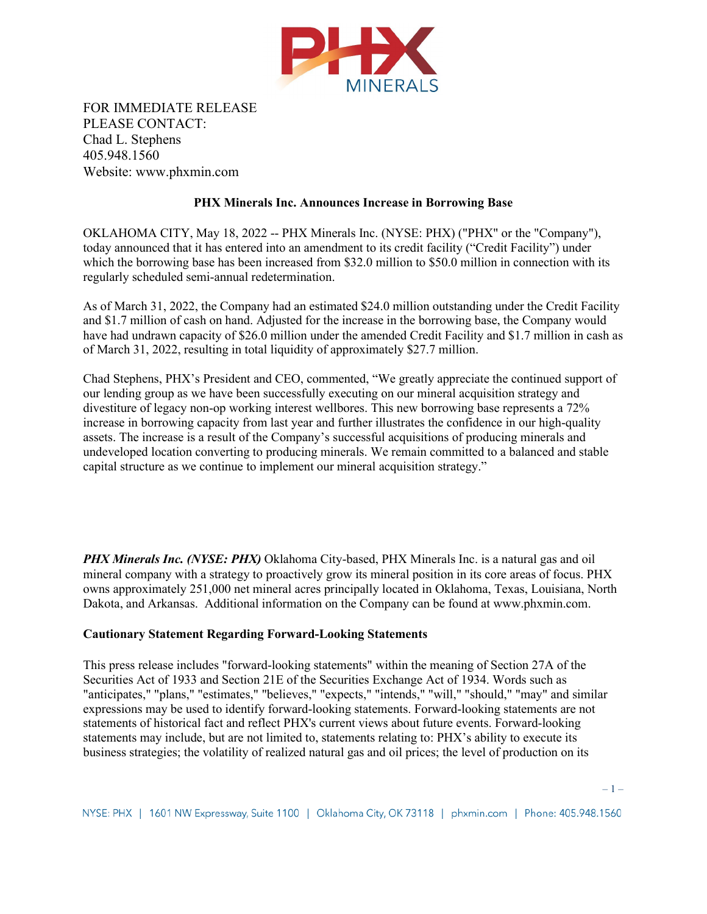FOR IMMEDIATE RELEASE
PLEASE CONTACT:
Chad L. Stephens
405.948.1560
Website: www.phxmin.com

**PHX Minerals Inc. Announces Increase in Borrowing Base**

OKLAHOMA CITY, May 18, 2022 -- PHX Minerals Inc. (NYSE: PHX) ("PHX" or the "Company"), today announced that it has entered into an amendment to its credit facility ("Credit Facility") under which the borrowing base has been increased from $32.0 million to $50.0 million in connection with its regularly scheduled semi-annual redetermination.

As of March 31, 2022, the Company had an estimated $24.0 million outstanding under the Credit Facility and $1.7 million of cash on hand. Adjusted for the increase in the borrowing base, the Company would have had undrawn capacity of $26.0 million under the amended Credit Facility and $1.7 million in cash as of March 31, 2022, resulting in total liquidity of approximately $27.7 million.

Chad Stephens, PHX's President and CEO, commented, "We greatly appreciate the continued support of our lending group as we have been successfully executing on our mineral acquisition strategy and divestiture of legacy non-op working interest wellbores. This new borrowing base represents a 72% increase in borrowing capacity from last year and further illustrates the confidence in our high-quality assets. The increase is a result of the Company's successful acquisitions of producing minerals and undeveloped location converting to producing minerals. We remain committed to a balanced and stable capital structure as we continue to implement our mineral acquisition strategy."

***PHX Minerals Inc. (NYSE: PHX)*** Oklahoma City-based, PHX Minerals Inc. is a natural gas and oil mineral company with a strategy to proactively grow its mineral position in its core areas of focus. PHX owns approximately 251,000 net mineral acres principally located in Oklahoma, Texas, Louisiana, North Dakota, and Arkansas. Additional information on the Company can be found at www.phxmin.com.

**Cautionary Statement Regarding Forward-Looking Statements**

This press release includes "forward-looking statements" within the meaning of Section 27A of the Securities Act of 1933 and Section 21E of the Securities Exchange Act of 1934. Words such as "anticipates," "plans," "estimates," "believes," "expects," "intends," "will," "should," "may" and similar expressions may be used to identify forward-looking statements. Forward-looking statements are not statements of historical fact and reflect PHX's current views about future events. Forward-looking statements may include, but are not limited to, statements relating to: PHX's ability to execute its business strategies; the volatility of realized natural gas and oil prices; the level of production on its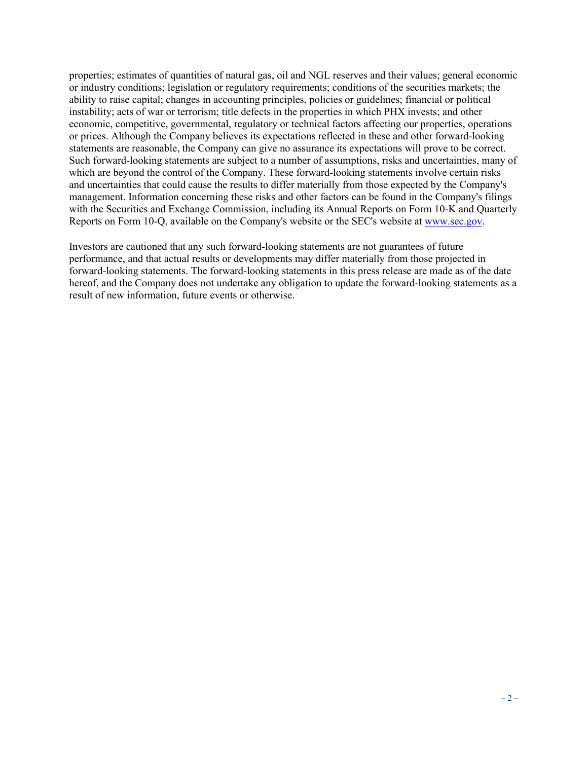properties; estimates of quantities of natural gas, oil and NGL reserves and their values; general economic or industry conditions; legislation or regulatory requirements; conditions of the securities markets; the ability to raise capital; changes in accounting principles, policies or guidelines; financial or political instability; acts of war or terrorism; title defects in the properties in which PHX invests; and other economic, competitive, governmental, regulatory or technical factors affecting our properties, operations or prices. Although the Company believes its expectations reflected in these and other forward-looking statements are reasonable, the Company can give no assurance its expectations will prove to be correct. Such forward-looking statements are subject to a number of assumptions, risks and uncertainties, many of which are beyond the control of the Company. These forward-looking statements involve certain risks and uncertainties that could cause the results to differ materially from those expected by the Company's management. Information concerning these risks and other factors can be found in the Company's filings with the Securities and Exchange Commission, including its Annual Reports on Form 10-K and Quarterly Reports on Form 10-Q, available on the Company's website or the SEC's website at www.sec.gov.

Investors are cautioned that any such forward-looking statements are not guarantees of future performance, and that actual results or developments may differ materially from those projected in forward-looking statements. The forward-looking statements in this press release are made as of the date hereof, and the Company does not undertake any obligation to update the forward-looking statements as a result of new information, future events or otherwise.